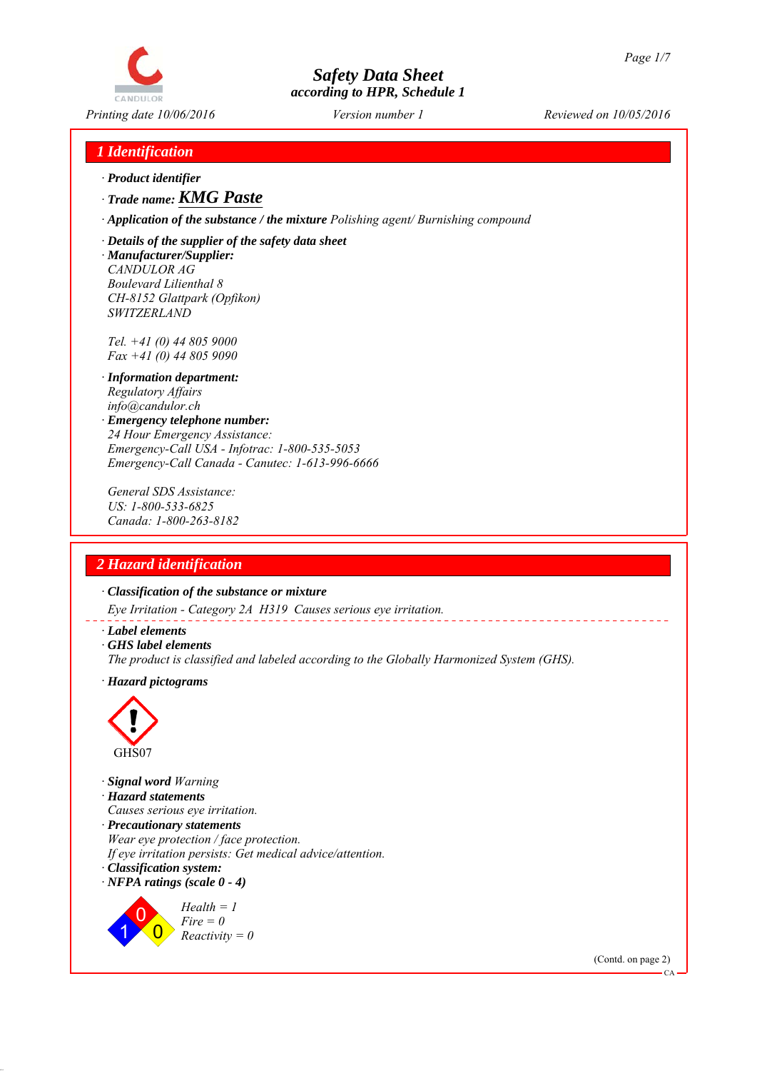# Safety Data Sheet
*according to HPR, Schedule 1*

*Printing date 10/06/2016* *Version number 1* *Reviewed on 10/05/2016*

## 1 Identification

· **Product identifier**

· **Trade name:** ***KMG Paste***

· **Application of the substance / the mixture** *Polishing agent/ Burnishing compound*

· **Details of the supplier of the safety data sheet**

· **Manufacturer/Supplier:**
*CANDULOR AG*
*Boulevard Lilienthal 8*
*CH-8152 Glattpark (Opfikon)*
*SWITZERLAND*

*Tel. +41 (0) 44 805 9000*
*Fax +41 (0) 44 805 9090*

· **Information department:**
*Regulatory Affairs*
*info@candulor.ch*

· **Emergency telephone number:**
*24 Hour Emergency Assistance:*
*Emergency-Call USA - Infotrac: 1-800-535-5053*
*Emergency-Call Canada - Canutec: 1-613-996-6666*

*General SDS Assistance:*
*US: 1-800-533-6825*
*Canada: 1-800-263-8182*

## 2 Hazard identification

· **Classification of the substance or mixture**

*Eye Irritation - Category 2A H319 Causes serious eye irritation.*

· **Label elements**

· **GHS label elements**

*The product is classified and labeled according to the Globally Harmonized System (GHS).*

· **Hazard pictograms**

GHS07

· **Signal word** *Warning*

· **Hazard statements**
*Causes serious eye irritation.*

· **Precautionary statements**
*Wear eye protection / face protection.*
*If eye irritation persists: Get medical advice/attention.*

· **Classification system:**

· **NFPA ratings (scale 0 - 4)**

*Health = 1*
*Fire = 0*
*Reactivity = 0*

(Contd. on page 2)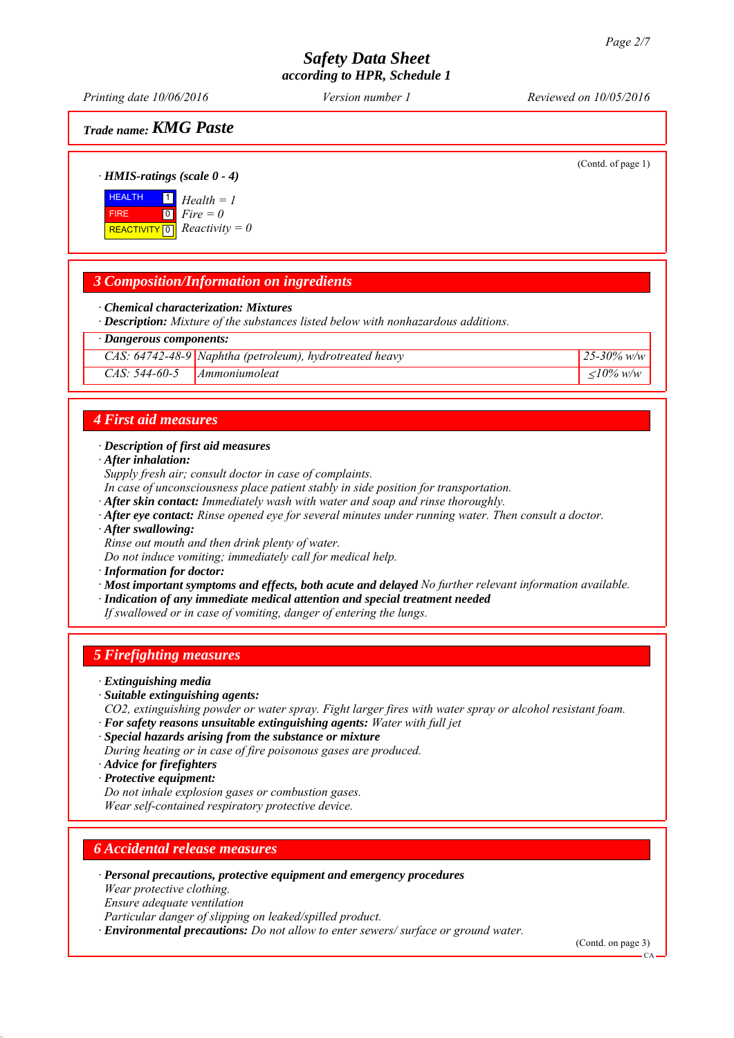## Trade name: KMG Paste

(Contd. of page 1)

· **HMIS-ratings (scale 0 - 4)**

| | | |
|---|---|---|
| HEALTH | 1 | *Health = 1* |
| FIRE | 0 | *Fire = 0* |
| REACTIVITY | 0 | *Reactivity = 0* |

## 3 Composition/Information on ingredients

· **Chemical characterization: Mixtures**
· **Description:** *Mixture of the substances listed below with nonhazardous additions.*

· **Dangerous components:**

| | | |
|---|---|---|
| CAS: 64742-48-9 | Naphtha (petroleum), hydrotreated heavy | 25-30% w/w |
| CAS: 544-60-5 | Ammoniumoleat | ≤10% w/w |

## 4 First aid measures

· **Description of first aid measures**
· **After inhalation:**
*Supply fresh air; consult doctor in case of complaints.*
*In case of unconsciousness place patient stably in side position for transportation.*
· **After skin contact:** *Immediately wash with water and soap and rinse thoroughly.*
· **After eye contact:** *Rinse opened eye for several minutes under running water. Then consult a doctor.*
· **After swallowing:**
*Rinse out mouth and then drink plenty of water.*
*Do not induce vomiting; immediately call for medical help.*
· **Information for doctor:**
· **Most important symptoms and effects, both acute and delayed** *No further relevant information available.*
· **Indication of any immediate medical attention and special treatment needed**
*If swallowed or in case of vomiting, danger of entering the lungs.*

## 5 Firefighting measures

· **Extinguishing media**
· **Suitable extinguishing agents:**
*CO2, extinguishing powder or water spray. Fight larger fires with water spray or alcohol resistant foam.*
· **For safety reasons unsuitable extinguishing agents:** *Water with full jet*
· **Special hazards arising from the substance or mixture**
*During heating or in case of fire poisonous gases are produced.*
· **Advice for firefighters**
· **Protective equipment:**
*Do not inhale explosion gases or combustion gases.*
*Wear self-contained respiratory protective device.*

## 6 Accidental release measures

· **Personal precautions, protective equipment and emergency procedures**
*Wear protective clothing.*
*Ensure adequate ventilation*
*Particular danger of slipping on leaked/spilled product.*
· **Environmental precautions:** *Do not allow to enter sewers/ surface or ground water.*

(Contd. on page 3)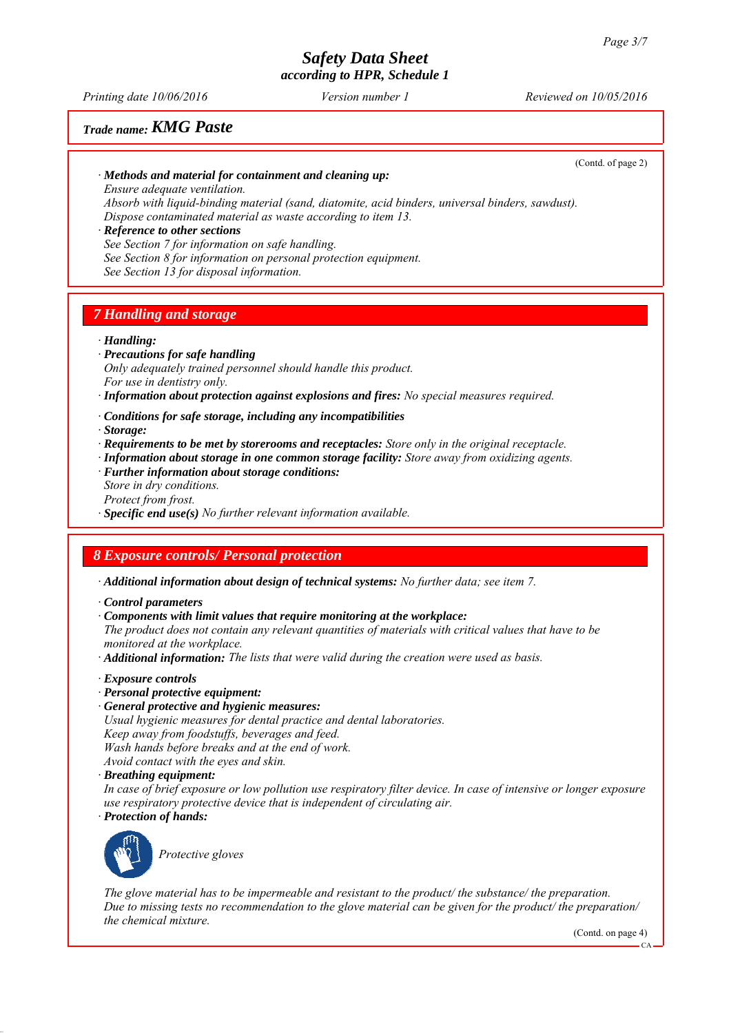**Trade name: KMG Paste**

(Contd. of page 2)

· **Methods and material for containment and cleaning up:**
Ensure adequate ventilation.
Absorb with liquid-binding material (sand, diatomite, acid binders, universal binders, sawdust).
Dispose contaminated material as waste according to item 13.

· **Reference to other sections**
See Section 7 for information on safe handling.
See Section 8 for information on personal protection equipment.
See Section 13 for disposal information.

## 7 Handling and storage

· **Handling:**
· **Precautions for safe handling**
Only adequately trained personnel should handle this product.
For use in dentistry only.
· **Information about protection against explosions and fires:** No special measures required.

· **Conditions for safe storage, including any incompatibilities**
· **Storage:**
· **Requirements to be met by storerooms and receptacles:** Store only in the original receptacle.
· **Information about storage in one common storage facility:** Store away from oxidizing agents.
· **Further information about storage conditions:**
Store in dry conditions.
Protect from frost.
· **Specific end use(s)** No further relevant information available.

## 8 Exposure controls/ Personal protection

· **Additional information about design of technical systems:** No further data; see item 7.

· **Control parameters**
· **Components with limit values that require monitoring at the workplace:**
The product does not contain any relevant quantities of materials with critical values that have to be monitored at the workplace.
· **Additional information:** The lists that were valid during the creation were used as basis.

· **Exposure controls**
· **Personal protective equipment:**
· **General protective and hygienic measures:**
Usual hygienic measures for dental practice and dental laboratories.
Keep away from foodstuffs, beverages and feed.
Wash hands before breaks and at the end of work.
Avoid contact with the eyes and skin.
· **Breathing equipment:**
In case of brief exposure or low pollution use respiratory filter device. In case of intensive or longer exposure use respiratory protective device that is independent of circulating air.
· **Protection of hands:**

Protective gloves

The glove material has to be impermeable and resistant to the product/ the substance/ the preparation.
Due to missing tests no recommendation to the glove material can be given for the product/ the preparation/ the chemical mixture.

(Contd. on page 4)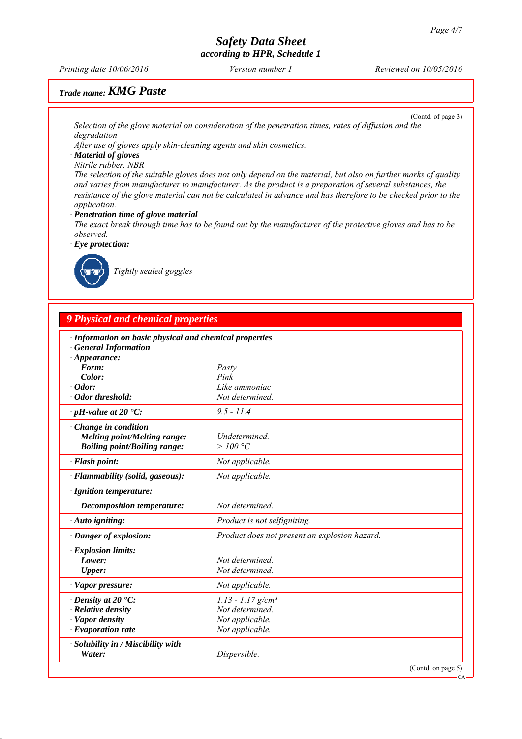## Trade name: KMG Paste

(Contd. of page 3)

Selection of the glove material on consideration of the penetration times, rates of diffusion and the degradation

After use of gloves apply skin-cleaning agents and skin cosmetics.

· **Material of gloves**

Nitrile rubber, NBR

The selection of the suitable gloves does not only depend on the material, but also on further marks of quality and varies from manufacturer to manufacturer. As the product is a preparation of several substances, the resistance of the glove material can not be calculated in advance and has therefore to be checked prior to the application.

· **Penetration time of glove material**

The exact break through time has to be found out by the manufacturer of the protective gloves and has to be observed.

· **Eye protection:**

Tightly sealed goggles

## 9 Physical and chemical properties

| | |
|---|---|
| · **Information on basic physical and chemical properties** | |
| · **General Information** | |
| · **Appearance:** | |
| **Form:** | Pasty |
| **Color:** | Pink |
| · **Odor:** | Like ammoniac |
| · **Odor threshold:** | Not determined. |
| · **pH-value at 20 °C:** | 9.5 - 11.4 |
| · **Change in condition** | |
| **Melting point/Melting range:** | Undetermined. |
| **Boiling point/Boiling range:** | > 100 °C |
| · **Flash point:** | Not applicable. |
| · **Flammability (solid, gaseous):** | Not applicable. |
| · **Ignition temperature:** | |
| **Decomposition temperature:** | Not determined. |
| · **Auto igniting:** | Product is not selfigniting. |
| · **Danger of explosion:** | Product does not present an explosion hazard. |
| · **Explosion limits:** | |
| **Lower:** | Not determined. |
| **Upper:** | Not determined. |
| · **Vapor pressure:** | Not applicable. |
| · **Density at 20 °C:** | 1.13 - 1.17 g/cm³ |
| · **Relative density** | Not determined. |
| · **Vapor density** | Not applicable. |
| · **Evaporation rate** | Not applicable. |
| · **Solubility in / Miscibility with** | |
| **Water:** | Dispersible. |

(Contd. on page 5)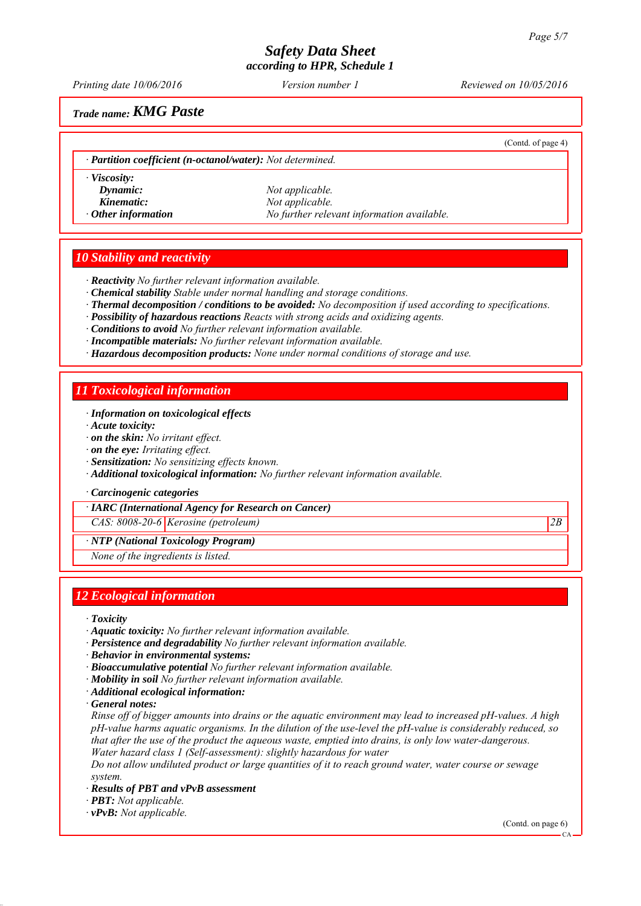Trade name: **KMG Paste**

(Contd. of page 4)

· ***Partition coefficient (n-octanol/water):*** *Not determined.*

· ***Viscosity:***
  - ***Dynamic:*** *Not applicable.*
  - ***Kinematic:*** *Not applicable.*

· ***Other information*** *No further relevant information available.*

## 10 Stability and reactivity

· ***Reactivity*** *No further relevant information available.*
· ***Chemical stability*** *Stable under normal handling and storage conditions.*
· ***Thermal decomposition / conditions to be avoided:*** *No decomposition if used according to specifications.*
· ***Possibility of hazardous reactions*** *Reacts with strong acids and oxidizing agents.*
· ***Conditions to avoid*** *No further relevant information available.*
· ***Incompatible materials:*** *No further relevant information available.*
· ***Hazardous decomposition products:*** *None under normal conditions of storage and use.*

## 11 Toxicological information

· ***Information on toxicological effects***
· ***Acute toxicity:***
· ***on the skin:*** *No irritant effect.*
· ***on the eye:*** *Irritating effect.*
· ***Sensitization:*** *No sensitizing effects known.*
· ***Additional toxicological information:*** *No further relevant information available.*

· ***Carcinogenic categories***

| · IARC (International Agency for Research on Cancer) | | |
|---|---|---|
| CAS: 8008-20-6 | Kerosine (petroleum) | 2B |

| · NTP (National Toxicology Program) |
|---|
| None of the ingredients is listed. |

## 12 Ecological information

· ***Toxicity***
· ***Aquatic toxicity:*** *No further relevant information available.*
· ***Persistence and degradability*** *No further relevant information available.*
· ***Behavior in environmental systems:***
· ***Bioaccumulative potential*** *No further relevant information available.*
· ***Mobility in soil*** *No further relevant information available.*
· ***Additional ecological information:***
· ***General notes:***

*Rinse off of bigger amounts into drains or the aquatic environment may lead to increased pH-values. A high pH-value harms aquatic organisms. In the dilution of the use-level the pH-value is considerably reduced, so that after the use of the product the aqueous waste, emptied into drains, is only low water-dangerous.*
*Water hazard class 1 (Self-assessment): slightly hazardous for water*
*Do not allow undiluted product or large quantities of it to reach ground water, water course or sewage system.*

· ***Results of PBT and vPvB assessment***
· ***PBT:*** *Not applicable.*
· ***vPvB:*** *Not applicable.*

(Contd. on page 6)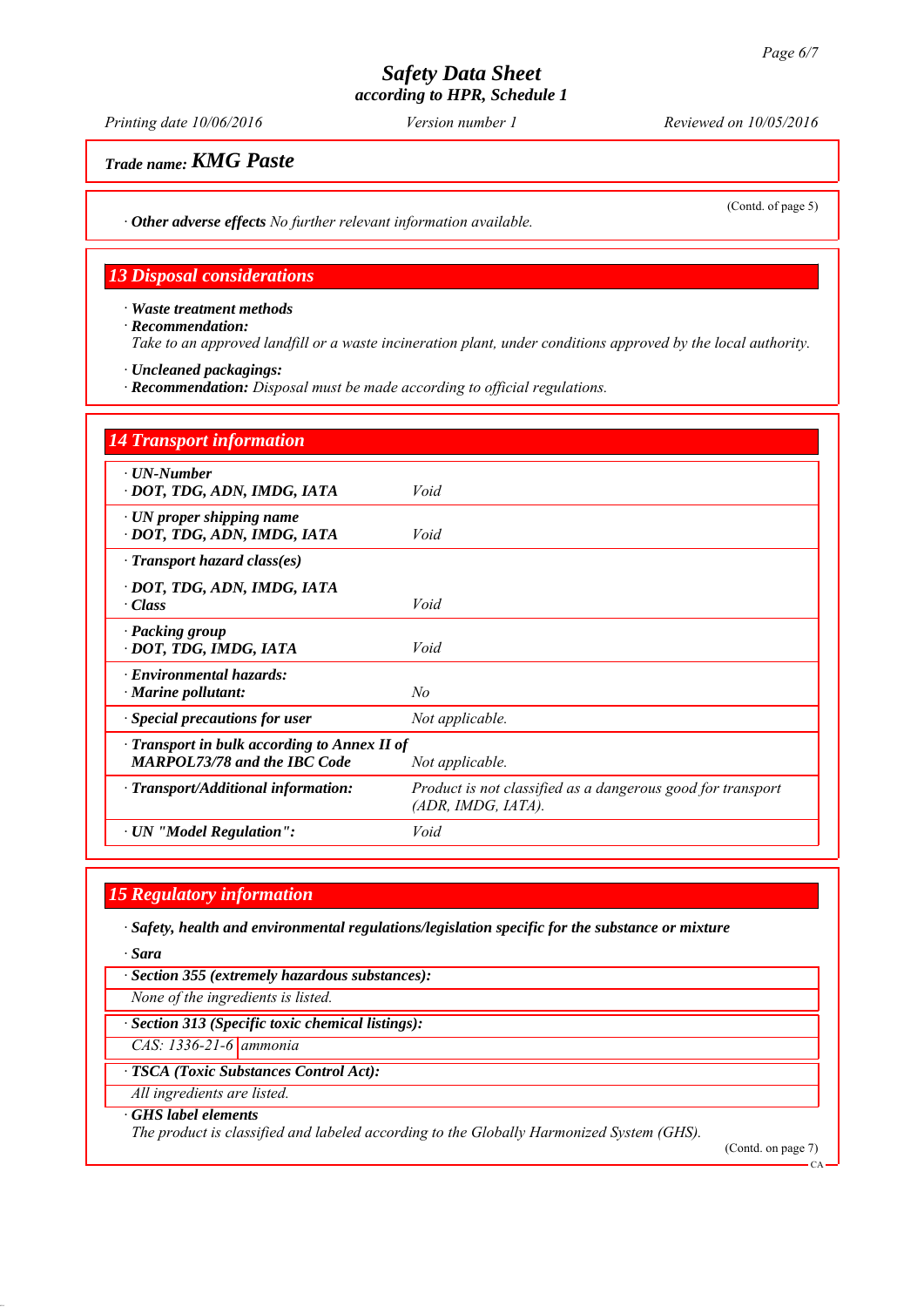*Trade name:* ***KMG Paste***

(Contd. of page 5)

· **Other adverse effects** *No further relevant information available.*

## 13 Disposal considerations

· **Waste treatment methods**
· **Recommendation:**
*Take to an approved landfill or a waste incineration plant, under conditions approved by the local authority.*

· **Uncleaned packagings:**
· **Recommendation:** *Disposal must be made according to official regulations.*

## 14 Transport information

| | |
|---|---|
| · **UN-Number**<br>· **DOT, TDG, ADN, IMDG, IATA** | *Void* |
| · **UN proper shipping name**<br>· **DOT, TDG, ADN, IMDG, IATA** | *Void* |
| · **Transport hazard class(es)** | |
| · **DOT, TDG, ADN, IMDG, IATA**<br>· **Class** | *Void* |
| · **Packing group**<br>· **DOT, TDG, IMDG, IATA** | *Void* |
| · **Environmental hazards:**<br>· **Marine pollutant:** | *No* |
| · **Special precautions for user** | *Not applicable.* |
| · **Transport in bulk according to Annex II of MARPOL73/78 and the IBC Code** | *Not applicable.* |
| · **Transport/Additional information:** | *Product is not classified as a dangerous good for transport (ADR, IMDG, IATA).* |
| · **UN "Model Regulation":** | *Void* |

## 15 Regulatory information

· **Safety, health and environmental regulations/legislation specific for the substance or mixture**

· **Sara**

· **Section 355 (extremely hazardous substances):**

*None of the ingredients is listed.*

· **Section 313 (Specific toxic chemical listings):**

| | |
|---|---|
| *CAS: 1336-21-6* | *ammonia* |

· **TSCA (Toxic Substances Control Act):**

*All ingredients are listed.*

· **GHS label elements**
*The product is classified and labeled according to the Globally Harmonized System (GHS).*

(Contd. on page 7)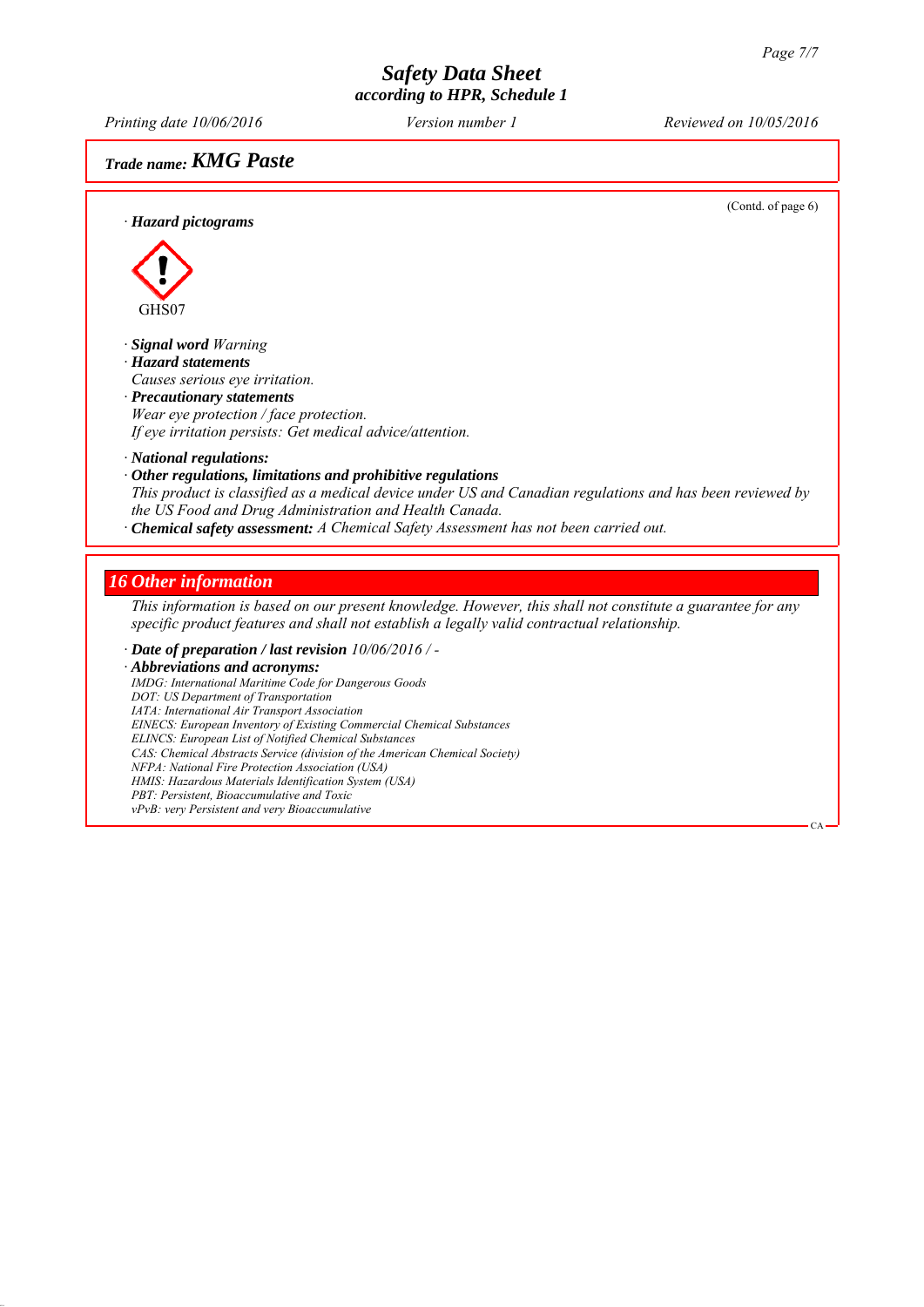Trade name: **KMG Paste**

(Contd. of page 6)

· **Hazard pictograms**

GHS07

· **Signal word** *Warning*

· **Hazard statements**

*Causes serious eye irritation.*

· **Precautionary statements**

*Wear eye protection / face protection.*

*If eye irritation persists: Get medical advice/attention.*

· **National regulations:**

· **Other regulations, limitations and prohibitive regulations**

*This product is classified as a medical device under US and Canadian regulations and has been reviewed by the US Food and Drug Administration and Health Canada.*

· **Chemical safety assessment:** *A Chemical Safety Assessment has not been carried out.*

## 16 Other information

*This information is based on our present knowledge. However, this shall not constitute a guarantee for any specific product features and shall not establish a legally valid contractual relationship.*

· **Date of preparation / last revision** *10/06/2016 / -*

· **Abbreviations and acronyms:**

*IMDG: International Maritime Code for Dangerous Goods*
*DOT: US Department of Transportation*
*IATA: International Air Transport Association*
*EINECS: European Inventory of Existing Commercial Chemical Substances*
*ELINCS: European List of Notified Chemical Substances*
*CAS: Chemical Abstracts Service (division of the American Chemical Society)*
*NFPA: National Fire Protection Association (USA)*
*HMIS: Hazardous Materials Identification System (USA)*
*PBT: Persistent, Bioaccumulative and Toxic*
*vPvB: very Persistent and very Bioaccumulative*

CA